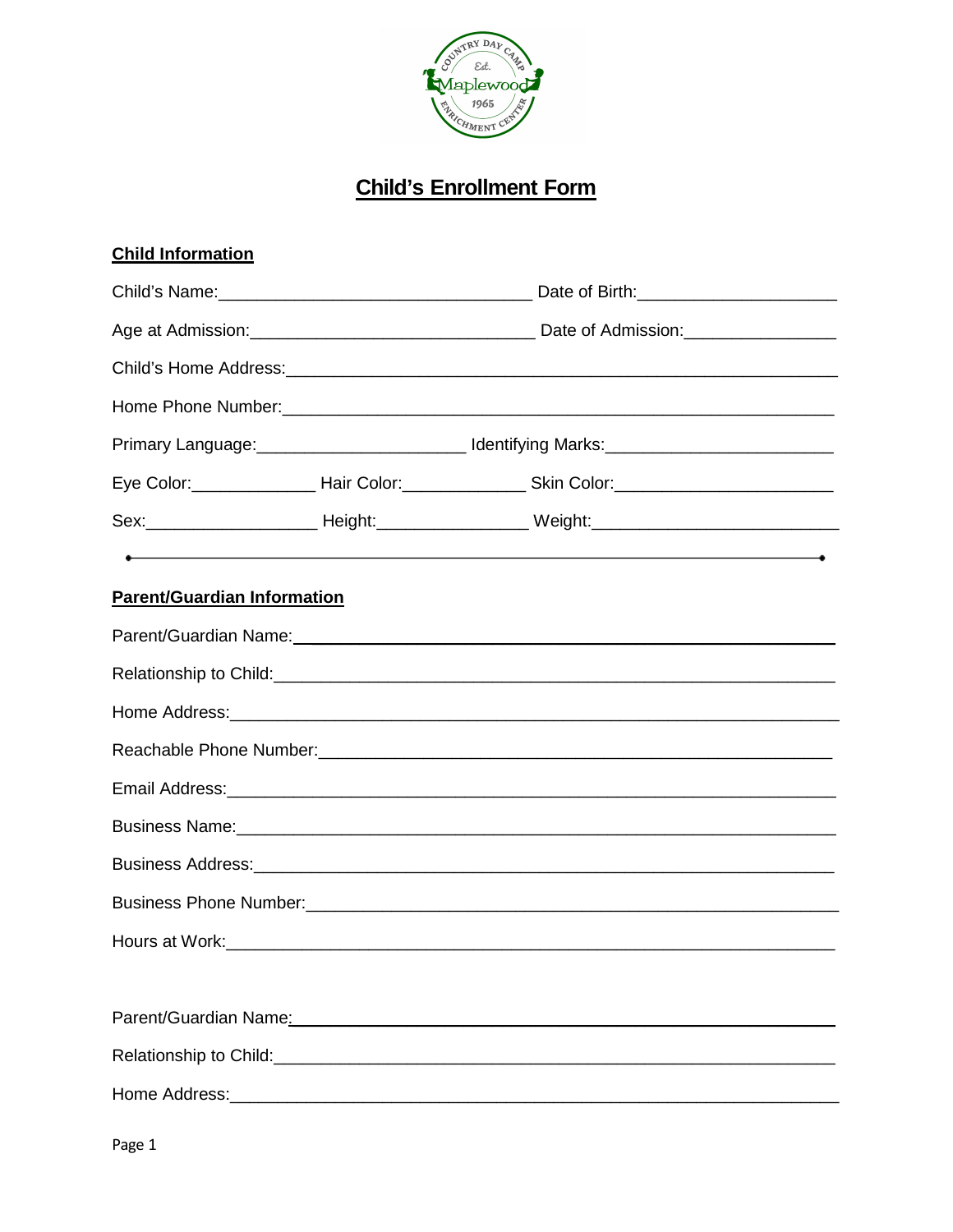# Child's Enrollment Form

## Child Information

Child's Name:_________________________________ Date of Birth:_____________________

Age at Admission:______________________________ Date of Admission:________________

Child's Home Address:___________________________________________________________

Home Phone Number:_____________________________________________________________

Primary Language:______________________ Identifying Marks:________________________

Eye Color:_____________ Hair Color:_____________ Skin Color:_______________________

Sex:__________________ Height:________________ Weight:__________________________

---

## Parent/Guardian Information

Parent/Guardian Name:____________________________________________________________

Relationship to Child:____________________________________________________________

Home Address:__________________________________________________________________

Reachable Phone Number:_________________________________________________________

Email Address:__________________________________________________________________

Business Name:__________________________________________________________________

Business Address:_______________________________________________________________

Business Phone Number:__________________________________________________________

Hours at Work:__________________________________________________________________

Parent/Guardian Name:____________________________________________________________

Relationship to Child:____________________________________________________________

Home Address:__________________________________________________________________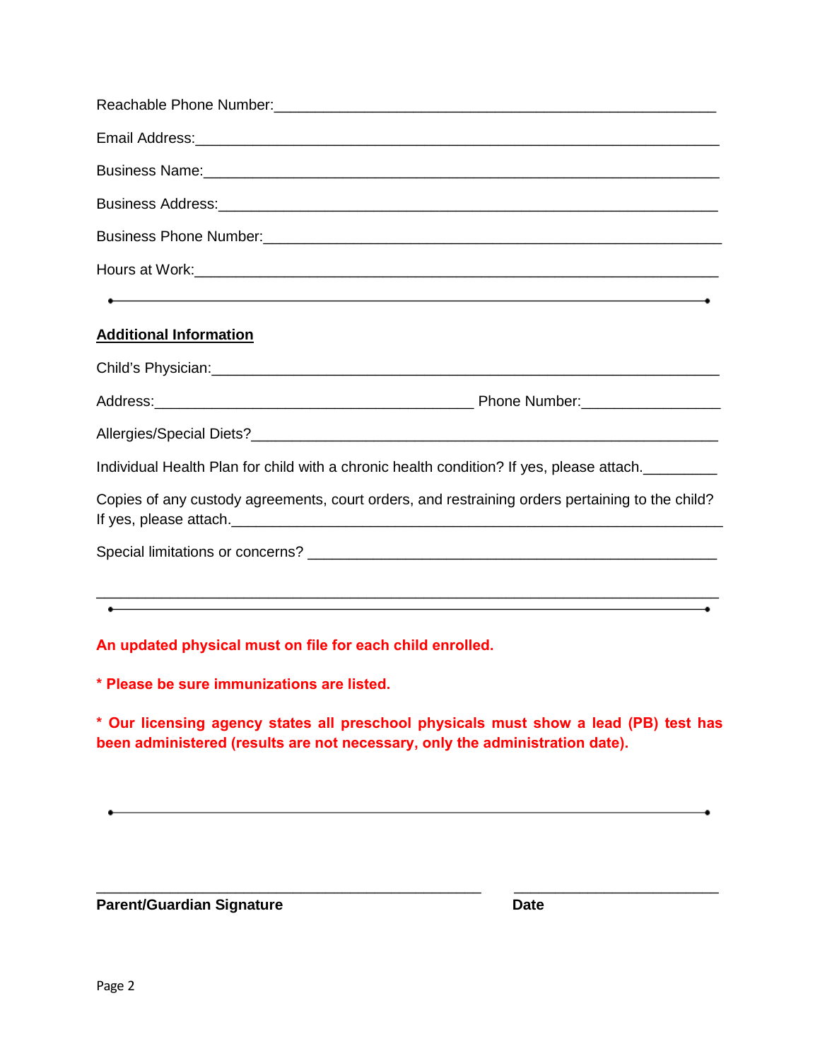Reachable Phone Number:_______________________________________________________

Email Address:____________________________________________________________

Business Name:____________________________________________________________

Business Address:__________________________________________________________

Business Phone Number:_____________________________________________________

Hours at Work:_____________________________________________________________

---

**Additional Information**

Child's Physician:___________________________________________________________

Address:_________________________________________ Phone Number:________________

Allergies/Special Diets?______________________________________________________

Individual Health Plan for child with a chronic health condition? If yes, please attach._________

Copies of any custody agreements, court orders, and restraining orders pertaining to the child? If yes, please attach.___________________________________________________________

Special limitations or concerns? ________________________________________________

_________________________________________________________________________

---

**An updated physical must on file for each child enrolled.**

**\* Please be sure immunizations are listed.**

**\* Our licensing agency states all preschool physicals must show a lead (PB) test has been administered (results are not necessary, only the administration date).**

---

_______________________________________________ _________________________

**Parent/Guardian Signature** **Date**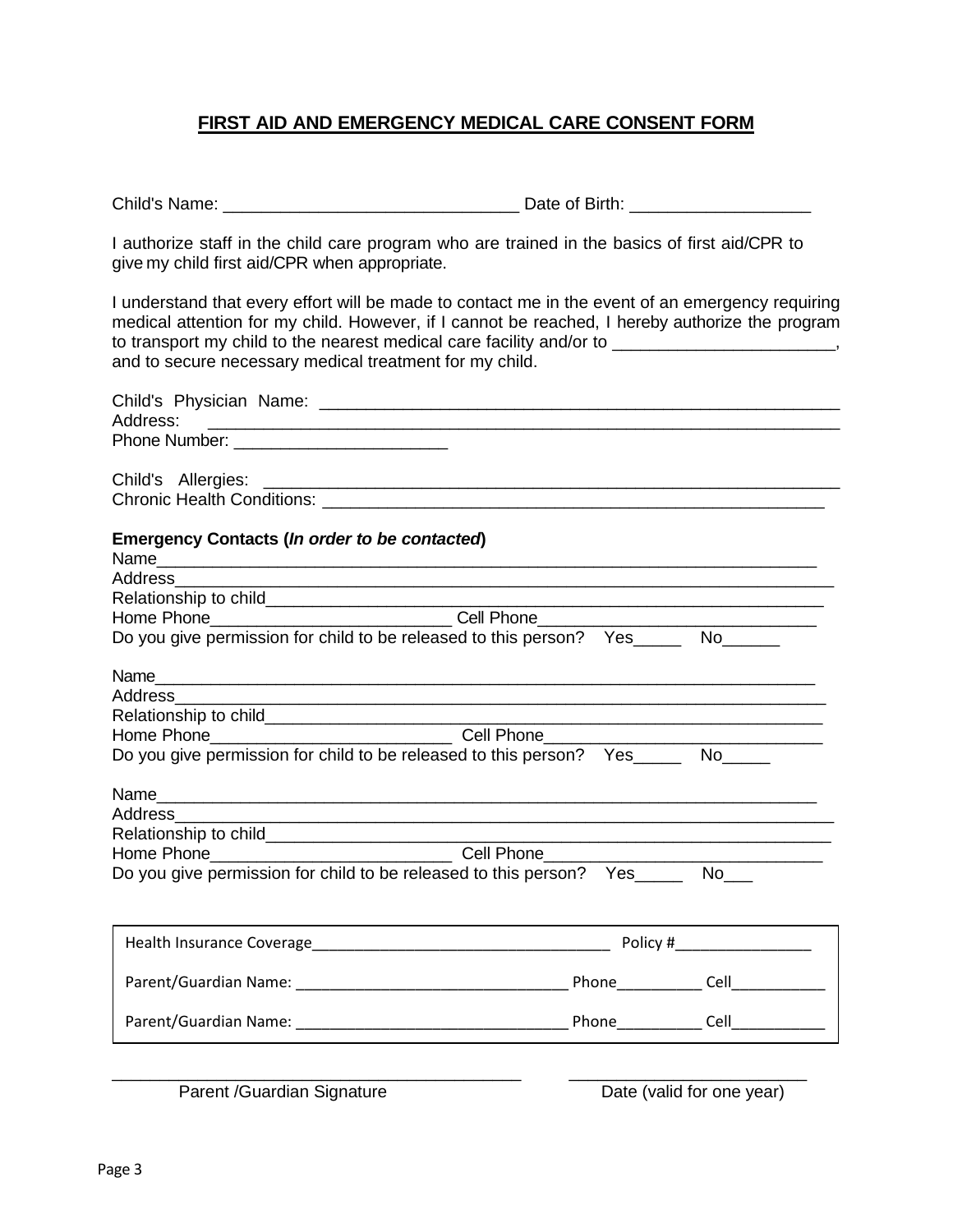## FIRST AID AND EMERGENCY MEDICAL CARE CONSENT FORM

Child's Name: _______________________________ Date of Birth: ___________________

I authorize staff in the child care program who are trained in the basics of first aid/CPR to give my child first aid/CPR when appropriate.

I understand that every effort will be made to contact me in the event of an emergency requiring medical attention for my child. However, if I cannot be reached, I hereby authorize the program to transport my child to the nearest medical care facility and/or to _______________________, and to secure necessary medical treatment for my child.

Child's Physician Name: _______________________________________________________
Address: _______________________________________________________________
Phone Number: ______________________

Child's Allergies: ____________________________________________________________
Chronic Health Conditions: ______________________________________________________

**Emergency Contacts (*In order to be contacted*)**

Name_____________________________________________________________________
Address____________________________________________________________________
Relationship to child__________________________________________________________
Home Phone_________________________ Cell Phone____________________________
Do you give permission for child to be released to this person? Yes_____ No______

Name_____________________________________________________________________
Address____________________________________________________________________
Relationship to child__________________________________________________________
Home Phone_________________________ Cell Phone____________________________
Do you give permission for child to be released to this person? Yes_____ No_____

Name_____________________________________________________________________
Address____________________________________________________________________
Relationship to child__________________________________________________________
Home Phone_________________________ Cell Phone____________________________
Do you give permission for child to be released to this person? Yes_____ No___

Health Insurance Coverage____________________________________ Policy #_________________

Parent/Guardian Name: _________________________________ Phone__________ Cell___________

Parent/Guardian Name: _________________________________ Phone__________ Cell___________

_____________________________________________ __________________________
Parent /Guardian Signature Date (valid for one year)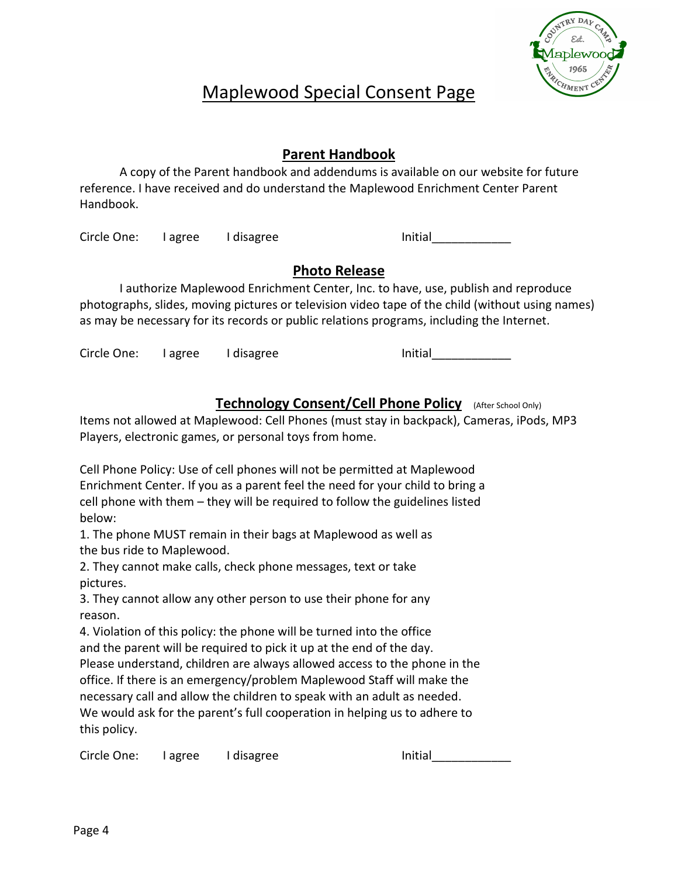# Maplewood Special Consent Page

## Parent Handbook

A copy of the Parent handbook and addendums is available on our website for future reference. I have received and do understand the Maplewood Enrichment Center Parent Handbook.

Circle One: I agree I disagree Initial____________

## Photo Release

I authorize Maplewood Enrichment Center, Inc. to have, use, publish and reproduce photographs, slides, moving pictures or television video tape of the child (without using names) as may be necessary for its records or public relations programs, including the Internet.

Circle One: I agree I disagree Initial____________

## Technology Consent/Cell Phone Policy (After School Only)

Items not allowed at Maplewood: Cell Phones (must stay in backpack), Cameras, iPods, MP3 Players, electronic games, or personal toys from home.

Cell Phone Policy: Use of cell phones will not be permitted at Maplewood Enrichment Center. If you as a parent feel the need for your child to bring a cell phone with them – they will be required to follow the guidelines listed below:

1. The phone MUST remain in their bags at Maplewood as well as the bus ride to Maplewood.
2. They cannot make calls, check phone messages, text or take pictures.
3. They cannot allow any other person to use their phone for any reason.
4. Violation of this policy: the phone will be turned into the office and the parent will be required to pick it up at the end of the day.

Please understand, children are always allowed access to the phone in the office. If there is an emergency/problem Maplewood Staff will make the necessary call and allow the children to speak with an adult as needed. We would ask for the parent's full cooperation in helping us to adhere to this policy.

Circle One: I agree I disagree Initial____________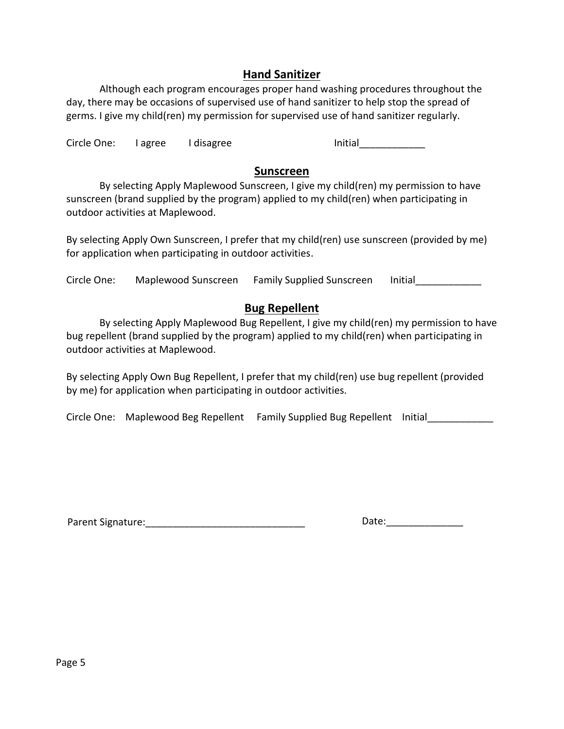## Hand Sanitizer

Although each program encourages proper hand washing procedures throughout the day, there may be occasions of supervised use of hand sanitizer to help stop the spread of germs. I give my child(ren) my permission for supervised use of hand sanitizer regularly.

Circle One: I agree I disagree Initial____________

## Sunscreen

By selecting Apply Maplewood Sunscreen, I give my child(ren) my permission to have sunscreen (brand supplied by the program) applied to my child(ren) when participating in outdoor activities at Maplewood.

By selecting Apply Own Sunscreen, I prefer that my child(ren) use sunscreen (provided by me) for application when participating in outdoor activities.

Circle One: Maplewood Sunscreen Family Supplied Sunscreen Initial____________

## Bug Repellent

By selecting Apply Maplewood Bug Repellent, I give my child(ren) my permission to have bug repellent (brand supplied by the program) applied to my child(ren) when participating in outdoor activities at Maplewood.

By selecting Apply Own Bug Repellent, I prefer that my child(ren) use bug repellent (provided by me) for application when participating in outdoor activities.

Circle One: Maplewood Beg Repellent Family Supplied Bug Repellent Initial____________

Parent Signature:_____________________________ Date:______________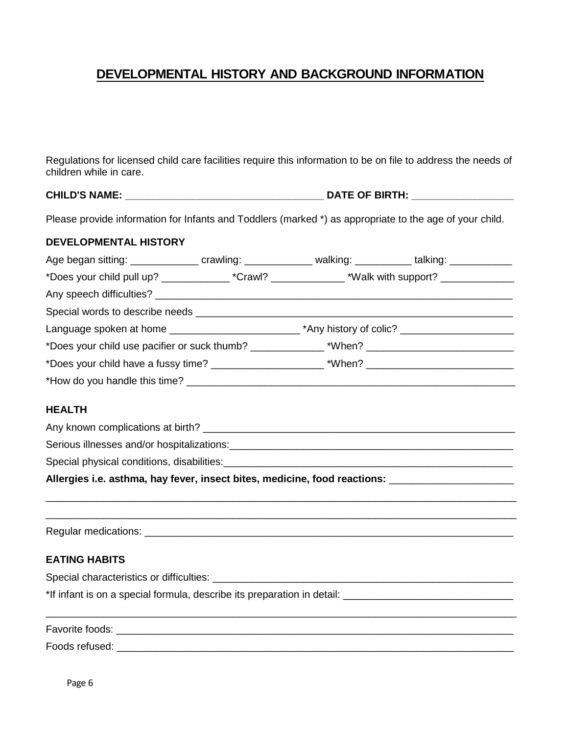# DEVELOPMENTAL HISTORY AND BACKGROUND INFORMATION

Regulations for licensed child care facilities require this information to be on file to address the needs of children while in care.

**CHILD'S NAME: ___________________________________ DATE OF BIRTH: _________________**

Please provide information for Infants and Toddlers (marked *) as appropriate to the age of your child.

### DEVELOPMENTAL HISTORY

Age began sitting: ____________ crawling: ____________ walking: __________ talking: ___________

*Does your child pull up? ____________ *Crawl? _____________ *Walk with support? _____________

Any speech difficulties? ___________________________________________________________________

Special words to describe needs _____________________________________________________________

Language spoken at home _______________________ *Any history of colic? ____________________

*Does your child use pacifier or suck thumb? _____________ *When? __________________________

*Does your child have a fussy time? ____________________ *When? __________________________

*How do you handle this time? _______________________________________________________________

### HEALTH

Any known complications at birth? ____________________________________________________________

Serious illnesses and/or hospitalizations:_____________________________________________________

Special physical conditions, disabilities:_____________________________________________________

**Allergies i.e. asthma, hay fever, insect bites, medicine, food reactions:** _____________________

______________________________________________________________________________________

______________________________________________________________________________________

Regular medications: ______________________________________________________________________

### EATING HABITS

Special characteristics or difficulties: ______________________________________________________

*If infant is on a special formula, describe its preparation in detail: ______________________________

______________________________________________________________________________________

Favorite foods: ___________________________________________________________________________

Foods refused: ___________________________________________________________________________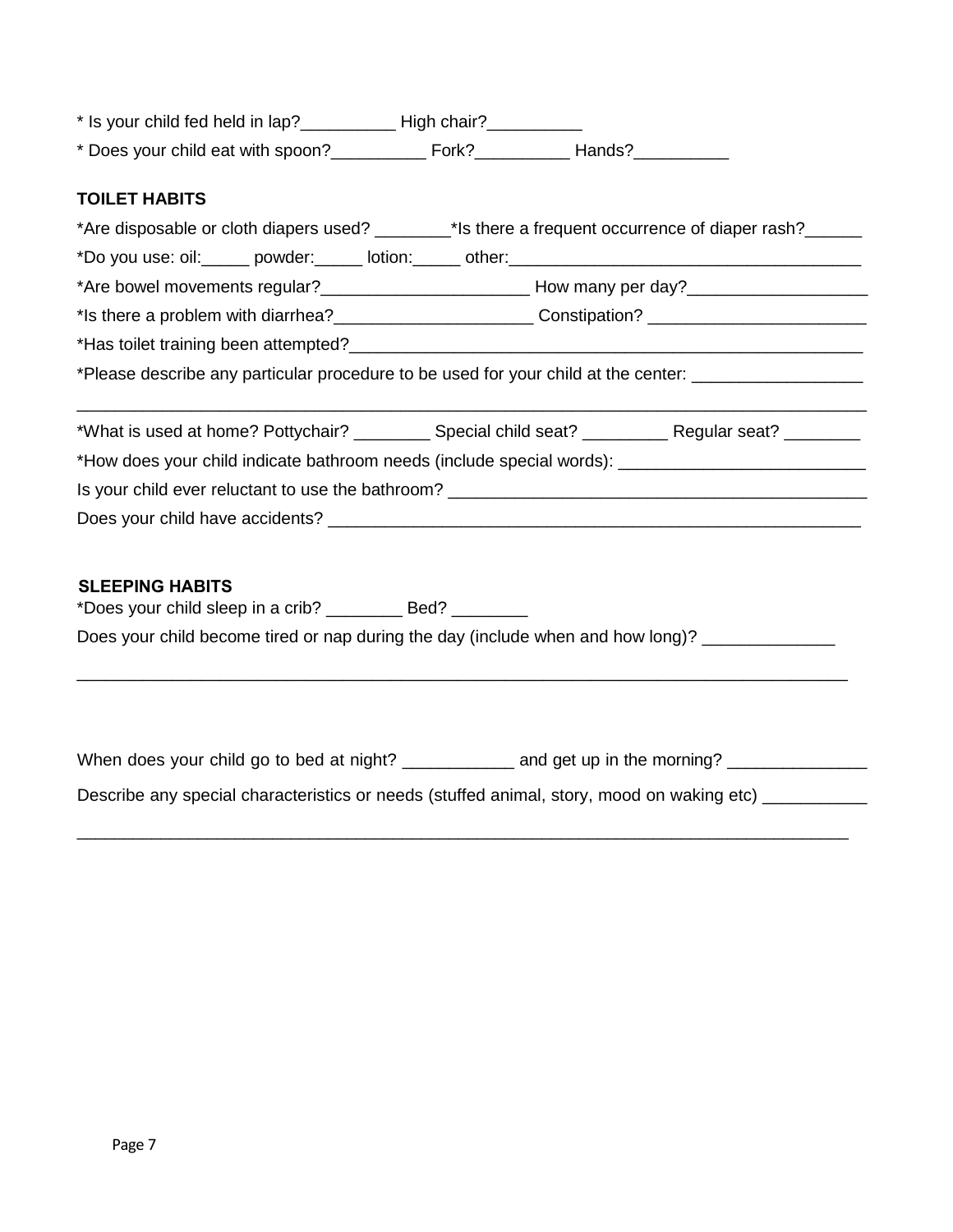* Is your child fed held in lap?__________ High chair?__________

* Does your child eat with spoon?__________ Fork?__________ Hands?__________

**TOILET HABITS**

*Are disposable or cloth diapers used? ________*Is there a frequent occurrence of diaper rash?______

*Do you use: oil:_____ powder:_____ lotion:_____ other:_____________________________________

*Are bowel movements regular?_____________________ How many per day?__________________

*Is there a problem with diarrhea?____________________ Constipation? ______________________

*Has toilet training been attempted?___________________________________________________

*Please describe any particular procedure to be used for your child at the center: _________________

_______________________________________________________________________________

*What is used at home? Pottychair? ________ Special child seat? _________ Regular seat? ________

*How does your child indicate bathroom needs (include special words): _________________________

Is your child ever reluctant to use the bathroom? ___________________________________________

Does your child have accidents? ________________________________________________________

**SLEEPING HABITS**

*Does your child sleep in a crib? ________ Bed? ________

Does your child become tired or nap during the day (include when and how long)? _____________

_______________________________________________________________________________

When does your child go to bed at night? ___________ and get up in the morning? ______________

Describe any special characteristics or needs (stuffed animal, story, mood on waking etc) __________

_______________________________________________________________________________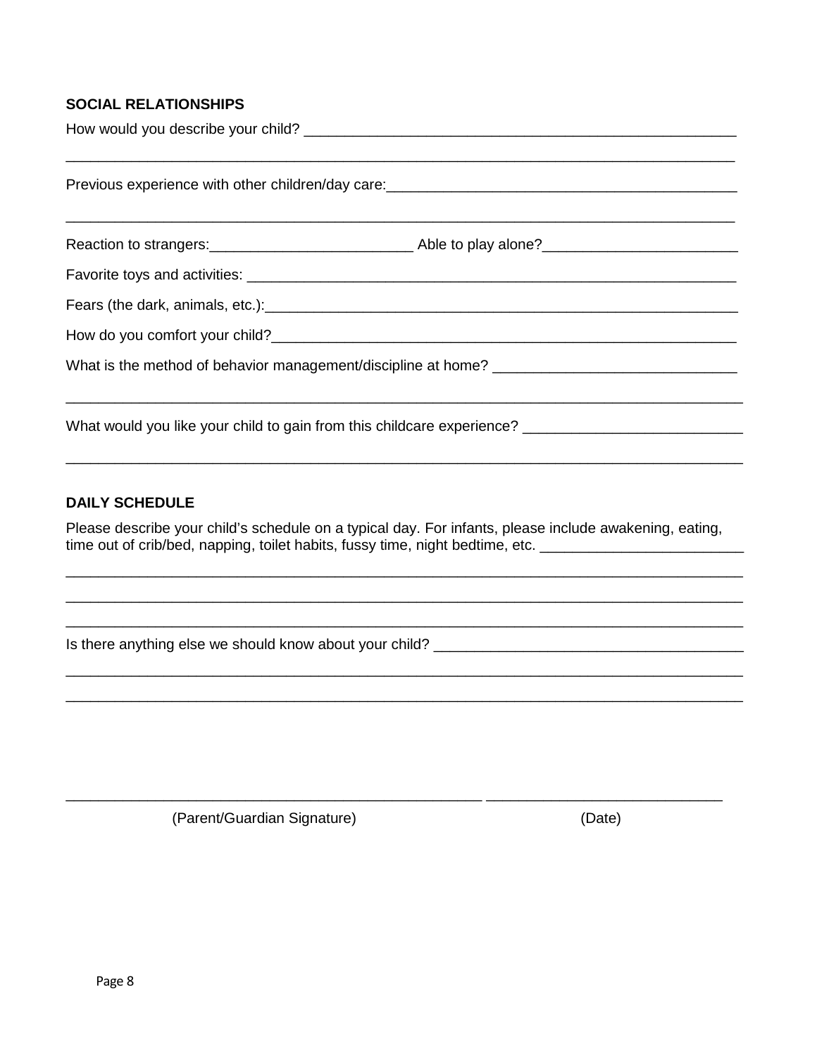**SOCIAL RELATIONSHIPS**

How would you describe your child? ______________________________________________________

_____________________________________________________________________________________

Previous experience with other children/day care:_____________________________________________

_____________________________________________________________________________________

Reaction to strangers:_________________________ Able to play alone?________________________

Favorite toys and activities: _____________________________________________________________

Fears (the dark, animals, etc.):____________________________________________________________

How do you comfort your child?___________________________________________________________

What is the method of behavior management/discipline at home? ______________________________

_____________________________________________________________________________________

What would you like your child to gain from this childcare experience? __________________________

_____________________________________________________________________________________

**DAILY SCHEDULE**

Please describe your child's schedule on a typical day. For infants, please include awakening, eating, time out of crib/bed, napping, toilet habits, fussy time, night bedtime, etc. ________________________

_____________________________________________________________________________________

_____________________________________________________________________________________

_____________________________________________________________________________________

Is there anything else we should know about your child? ______________________________________

_____________________________________________________________________________________

_____________________________________________________________________________________

_____________________________________________________ ____________________________

(Parent/Guardian Signature) (Date)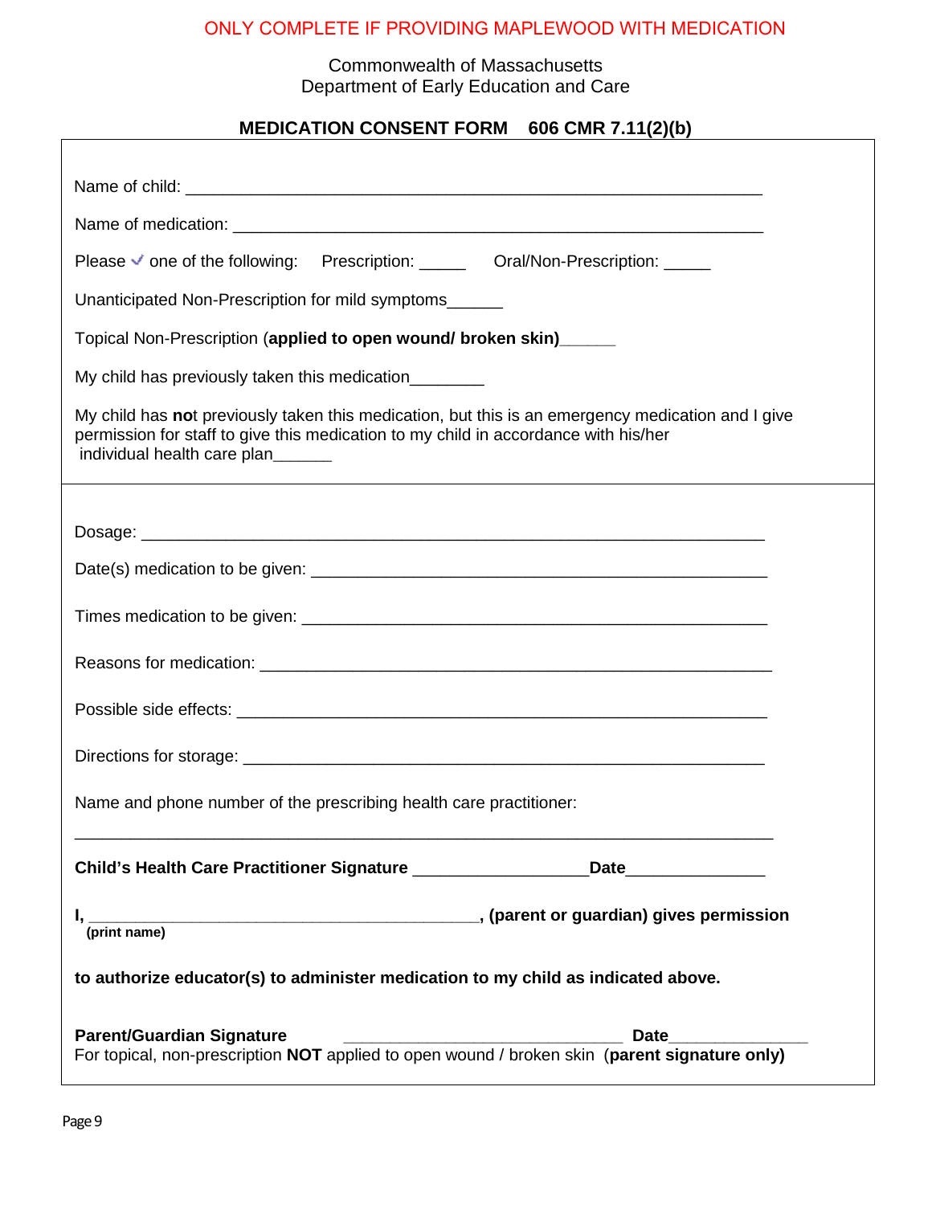ONLY COMPLETE IF PROVIDING MAPLEWOOD WITH MEDICATION

Commonwealth of Massachusetts
Department of Early Education and Care

## MEDICATION CONSENT FORM 606 CMR 7.11(2)(b)

Name of child: ___________________________________________________________

Name of medication: _______________________________________________________

Please ✓ one of the following: Prescription: _____ Oral/Non-Prescription: _____

Unanticipated Non-Prescription for mild symptoms______

Topical Non-Prescription (**applied to open wound/ broken skin)**______

My child has previously taken this medication________

My child has **no**t previously taken this medication, but this is an emergency medication and I give permission for staff to give this medication to my child in accordance with his/her individual health care plan______

Dosage: ______________________________________________________________

Date(s) medication to be given: ___________________________________________

Times medication to be given: ____________________________________________

Reasons for medication: _________________________________________________

Possible side effects: ____________________________________________________

Directions for storage: ___________________________________________________

Name and phone number of the prescribing health care practitioner:

_____________________________________________________________________

**Child's Health Care Practitioner Signature** __________________**Date**______________

**I,** ___________________________________________, **(parent or guardian) gives permission**
**(print name)**

**to authorize educator(s) to administer medication to my child as indicated above.**

**Parent/Guardian Signature** ______________________________ **Date**______________
For topical, non-prescription **NOT** applied to open wound / broken skin (**parent signature only)**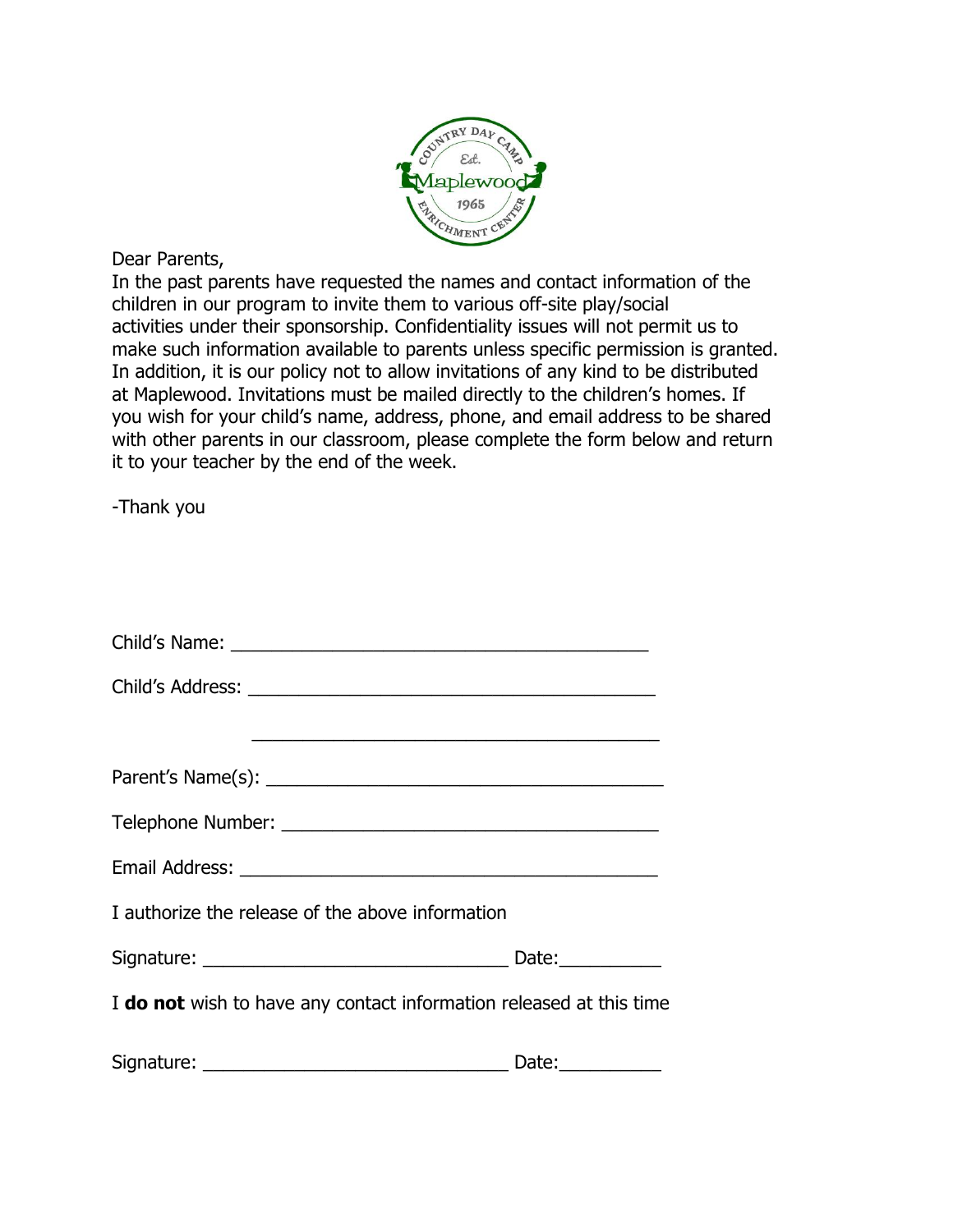Dear Parents,

In the past parents have requested the names and contact information of the children in our program to invite them to various off-site play/social activities under their sponsorship. Confidentiality issues will not permit us to make such information available to parents unless specific permission is granted. In addition, it is our policy not to allow invitations of any kind to be distributed at Maplewood. Invitations must be mailed directly to the children's homes. If you wish for your child's name, address, phone, and email address to be shared with other parents in our classroom, please complete the form below and return it to your teacher by the end of the week.

-Thank you

Child's Name: ________________________________________

Child's Address: ________________________________________

________________________________________

Parent's Name(s): ________________________________________

Telephone Number: ________________________________________

Email Address: ________________________________________

I authorize the release of the above information

Signature: ____________________________ Date:__________

I **do not** wish to have any contact information released at this time

Signature: ____________________________ Date:__________